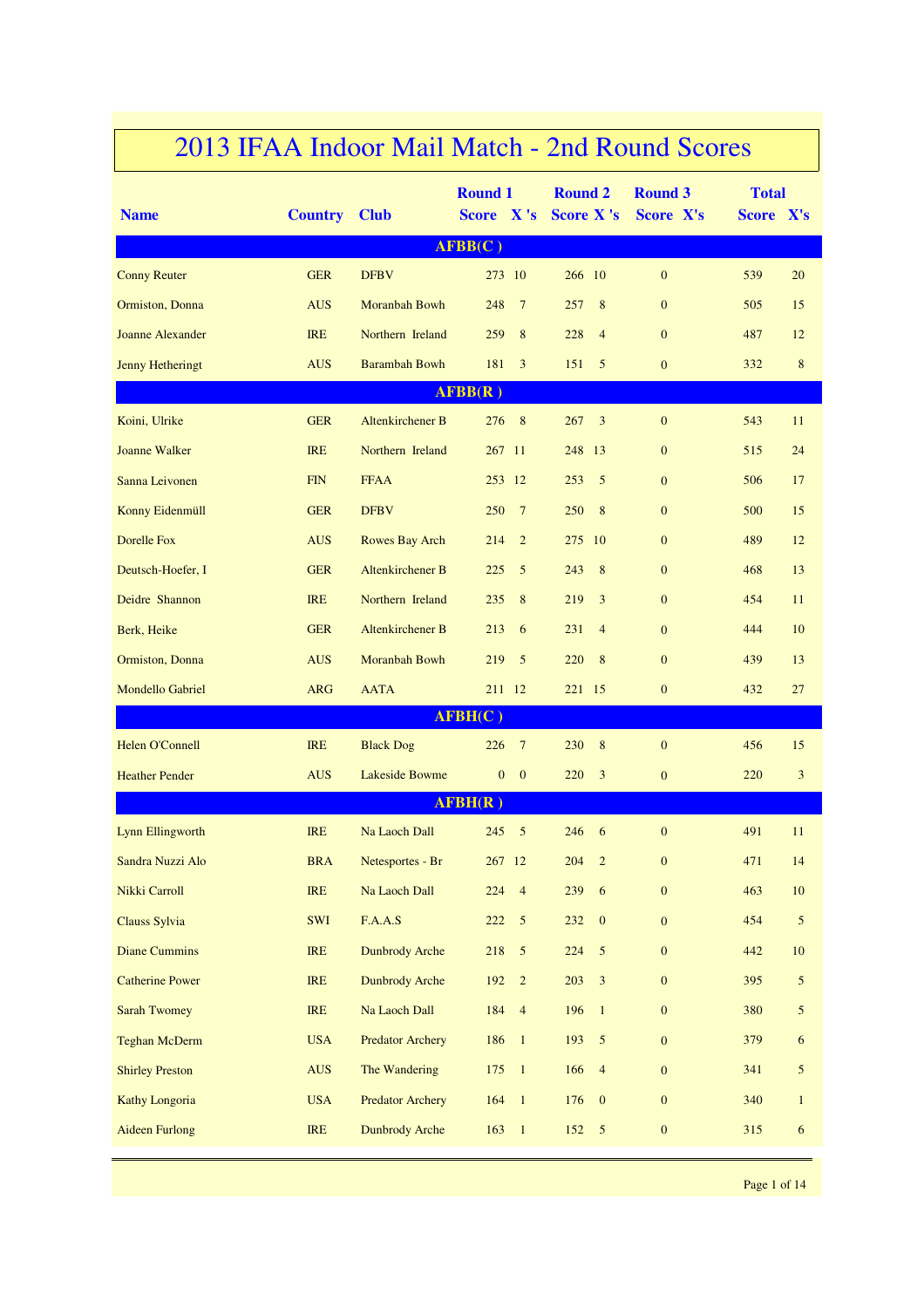# 2013 IFAA Indoor Mail Match - 2nd Round Scores

| Name | Country | Club | Round 1 Score | Round 1 X's | Round 2 Score | Round 2 X's | Round 3 Score | Round 3 X's | Total Score | Total X's |
|---|---|---|---|---|---|---|---|---|---|---|
| **AFBB(C )** | | | | | | | | | | |
| Conny Reuter | GER | DFBV | 273 | 10 | 266 | 10 | 0 | | 539 | 20 |
| Ormiston, Donna | AUS | Moranbah Bowh | 248 | 7 | 257 | 8 | 0 | | 505 | 15 |
| Joanne Alexander | IRE | Northern Ireland | 259 | 8 | 228 | 4 | 0 | | 487 | 12 |
| Jenny Hetheringt | AUS | Barambah Bowh | 181 | 3 | 151 | 5 | 0 | | 332 | 8 |
| **AFBB(R )** | | | | | | | | | | |
| Koini, Ulrike | GER | Altenkirchener B | 276 | 8 | 267 | 3 | 0 | | 543 | 11 |
| Joanne Walker | IRE | Northern Ireland | 267 | 11 | 248 | 13 | 0 | | 515 | 24 |
| Sanna Leivonen | FIN | FFAA | 253 | 12 | 253 | 5 | 0 | | 506 | 17 |
| Konny Eidenmüll | GER | DFBV | 250 | 7 | 250 | 8 | 0 | | 500 | 15 |
| Dorelle Fox | AUS | Rowes Bay Arch | 214 | 2 | 275 | 10 | 0 | | 489 | 12 |
| Deutsch-Hoefer, I | GER | Altenkirchener B | 225 | 5 | 243 | 8 | 0 | | 468 | 13 |
| Deidre Shannon | IRE | Northern Ireland | 235 | 8 | 219 | 3 | 0 | | 454 | 11 |
| Berk, Heike | GER | Altenkirchener B | 213 | 6 | 231 | 4 | 0 | | 444 | 10 |
| Ormiston, Donna | AUS | Moranbah Bowh | 219 | 5 | 220 | 8 | 0 | | 439 | 13 |
| Mondello Gabriel | ARG | AATA | 211 | 12 | 221 | 15 | 0 | | 432 | 27 |
| **AFBH(C )** | | | | | | | | | | |
| Helen O'Connell | IRE | Black Dog | 226 | 7 | 230 | 8 | 0 | | 456 | 15 |
| Heather Pender | AUS | Lakeside Bowme | 0 | 0 | 220 | 3 | 0 | | 220 | 3 |
| **AFBH(R )** | | | | | | | | | | |
| Lynn Ellingworth | IRE | Na Laoch Dall | 245 | 5 | 246 | 6 | 0 | | 491 | 11 |
| Sandra Nuzzi Alo | BRA | Netesportes - Br | 267 | 12 | 204 | 2 | 0 | | 471 | 14 |
| Nikki Carroll | IRE | Na Laoch Dall | 224 | 4 | 239 | 6 | 0 | | 463 | 10 |
| Clauss Sylvia | SWI | F.A.A.S | 222 | 5 | 232 | 0 | 0 | | 454 | 5 |
| Diane Cummins | IRE | Dunbrody Arche | 218 | 5 | 224 | 5 | 0 | | 442 | 10 |
| Catherine Power | IRE | Dunbrody Arche | 192 | 2 | 203 | 3 | 0 | | 395 | 5 |
| Sarah Twomey | IRE | Na Laoch Dall | 184 | 4 | 196 | 1 | 0 | | 380 | 5 |
| Teghan McDerm | USA | Predator Archery | 186 | 1 | 193 | 5 | 0 | | 379 | 6 |
| Shirley Preston | AUS | The Wandering | 175 | 1 | 166 | 4 | 0 | | 341 | 5 |
| Kathy Longoria | USA | Predator Archery | 164 | 1 | 176 | 0 | 0 | | 340 | 1 |
| Aideen Furlong | IRE | Dunbrody Arche | 163 | 1 | 152 | 5 | 0 | | 315 | 6 |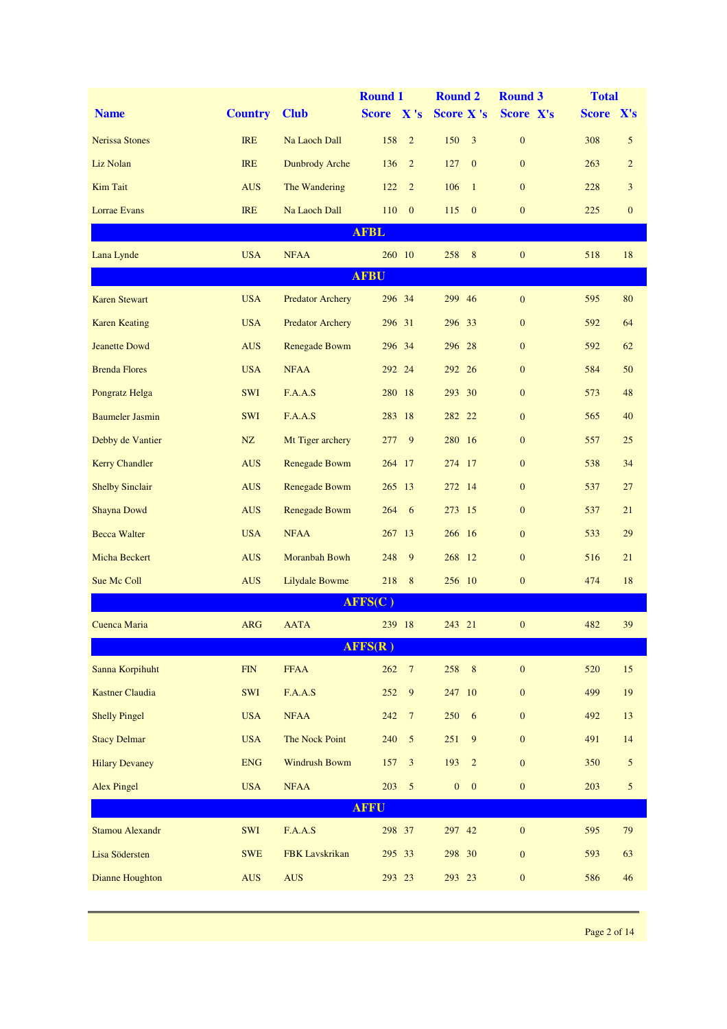| Name | Country | Club | Round 1 Score | X 's | Round 2 Score | X 's | Round 3 Score | X's | Total Score | X's |
|---|---|---|---|---|---|---|---|---|---|---|
| Nerissa Stones | IRE | Na Laoch Dall | 158 | 2 | 150 | 3 | 0 | | 308 | 5 |
| Liz Nolan | IRE | Dunbrody Arche | 136 | 2 | 127 | 0 | 0 | | 263 | 2 |
| Kim Tait | AUS | The Wandering | 122 | 2 | 106 | 1 | 0 | | 228 | 3 |
| Lorrae Evans | IRE | Na Laoch Dall | 110 | 0 | 115 | 0 | 0 | | 225 | 0 |
| **AFBL** | | | | | | | | | | |
| Lana Lynde | USA | NFAA | 260 | 10 | 258 | 8 | 0 | | 518 | 18 |
| **AFBU** | | | | | | | | | | |
| Karen Stewart | USA | Predator Archery | 296 | 34 | 299 | 46 | 0 | | 595 | 80 |
| Karen Keating | USA | Predator Archery | 296 | 31 | 296 | 33 | 0 | | 592 | 64 |
| Jeanette Dowd | AUS | Renegade Bowm | 296 | 34 | 296 | 28 | 0 | | 592 | 62 |
| Brenda Flores | USA | NFAA | 292 | 24 | 292 | 26 | 0 | | 584 | 50 |
| Pongratz Helga | SWI | F.A.A.S | 280 | 18 | 293 | 30 | 0 | | 573 | 48 |
| Baumeler Jasmin | SWI | F.A.A.S | 283 | 18 | 282 | 22 | 0 | | 565 | 40 |
| Debby de Vantier | NZ | Mt Tiger archery | 277 | 9 | 280 | 16 | 0 | | 557 | 25 |
| Kerry Chandler | AUS | Renegade Bowm | 264 | 17 | 274 | 17 | 0 | | 538 | 34 |
| Shelby Sinclair | AUS | Renegade Bowm | 265 | 13 | 272 | 14 | 0 | | 537 | 27 |
| Shayna Dowd | AUS | Renegade Bowm | 264 | 6 | 273 | 15 | 0 | | 537 | 21 |
| Becca Walter | USA | NFAA | 267 | 13 | 266 | 16 | 0 | | 533 | 29 |
| Micha Beckert | AUS | Moranbah Bowh | 248 | 9 | 268 | 12 | 0 | | 516 | 21 |
| Sue Mc Coll | AUS | Lilydale Bowme | 218 | 8 | 256 | 10 | 0 | | 474 | 18 |
| **AFFS(C )** | | | | | | | | | | |
| Cuenca Maria | ARG | AATA | 239 | 18 | 243 | 21 | 0 | | 482 | 39 |
| **AFFS(R )** | | | | | | | | | | |
| Sanna Korpihuht | FIN | FFAA | 262 | 7 | 258 | 8 | 0 | | 520 | 15 |
| Kastner Claudia | SWI | F.A.A.S | 252 | 9 | 247 | 10 | 0 | | 499 | 19 |
| Shelly Pingel | USA | NFAA | 242 | 7 | 250 | 6 | 0 | | 492 | 13 |
| Stacy Delmar | USA | The Nock Point | 240 | 5 | 251 | 9 | 0 | | 491 | 14 |
| Hilary Devaney | ENG | Windrush Bowm | 157 | 3 | 193 | 2 | 0 | | 350 | 5 |
| Alex Pingel | USA | NFAA | 203 | 5 | 0 | 0 | 0 | | 203 | 5 |
| **AFFU** | | | | | | | | | | |
| Stamou Alexandr | SWI | F.A.A.S | 298 | 37 | 297 | 42 | 0 | | 595 | 79 |
| Lisa Södersten | SWE | FBK Lavskrikan | 295 | 33 | 298 | 30 | 0 | | 593 | 63 |
| Dianne Houghton | AUS | AUS | 293 | 23 | 293 | 23 | 0 | | 586 | 46 |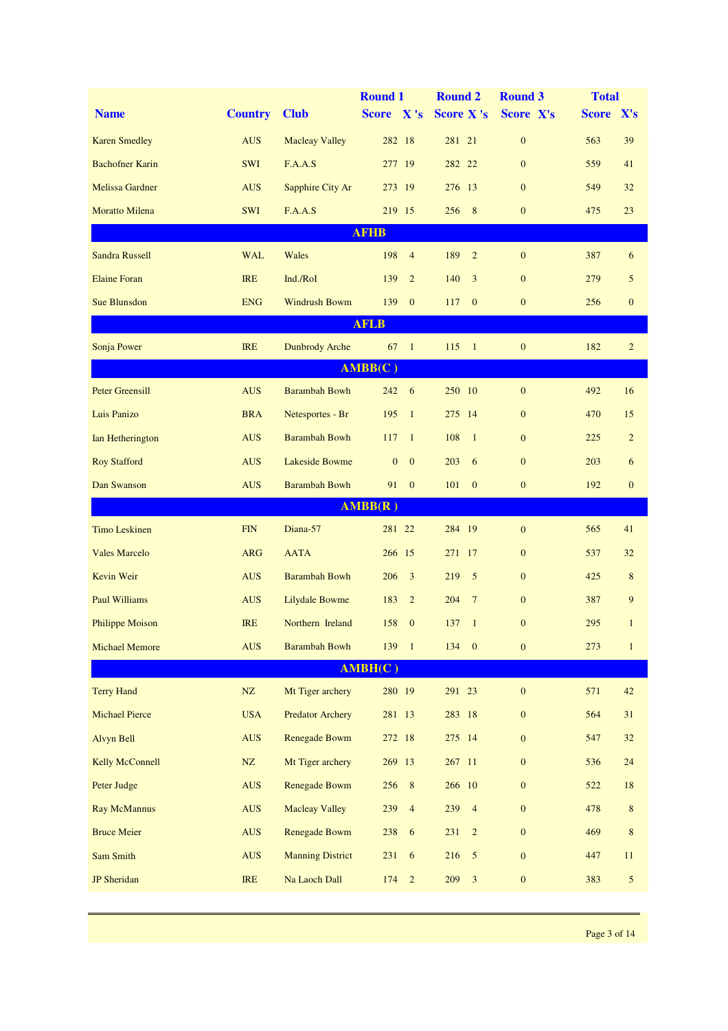| Name | Country | Club | Round 1 Score | X's | Round 2 Score | X's | Round 3 Score | X's | Total Score | X's |
|---|---|---|---|---|---|---|---|---|---|---|
| Karen Smedley | AUS | Macleay Valley | 282 | 18 | 281 | 21 | 0 | | 563 | 39 |
| Bachofner Karin | SWI | F.A.A.S | 277 | 19 | 282 | 22 | 0 | | 559 | 41 |
| Melissa Gardner | AUS | Sapphire City Ar | 273 | 19 | 276 | 13 | 0 | | 549 | 32 |
| Moratto Milena | SWI | F.A.A.S | 219 | 15 | 256 | 8 | 0 | | 475 | 23 |
| **AFHB** | | | | | | | | | | |
| Sandra Russell | WAL | Wales | 198 | 4 | 189 | 2 | 0 | | 387 | 6 |
| Elaine Foran | IRE | Ind./RoI | 139 | 2 | 140 | 3 | 0 | | 279 | 5 |
| Sue Blunsdon | ENG | Windrush Bowm | 139 | 0 | 117 | 0 | 0 | | 256 | 0 |
| **AFLB** | | | | | | | | | | |
| Sonja Power | IRE | Dunbrody Arche | 67 | 1 | 115 | 1 | 0 | | 182 | 2 |
| **AMBB(C )** | | | | | | | | | | |
| Peter Greensill | AUS | Barambah Bowh | 242 | 6 | 250 | 10 | 0 | | 492 | 16 |
| Luis Panizo | BRA | Netesportes - Br | 195 | 1 | 275 | 14 | 0 | | 470 | 15 |
| Ian Hetherington | AUS | Barambah Bowh | 117 | 1 | 108 | 1 | 0 | | 225 | 2 |
| Roy Stafford | AUS | Lakeside Bowme | 0 | 0 | 203 | 6 | 0 | | 203 | 6 |
| Dan Swanson | AUS | Barambah Bowh | 91 | 0 | 101 | 0 | 0 | | 192 | 0 |
| **AMBB(R )** | | | | | | | | | | |
| Timo Leskinen | FIN | Diana-57 | 281 | 22 | 284 | 19 | 0 | | 565 | 41 |
| Vales Marcelo | ARG | AATA | 266 | 15 | 271 | 17 | 0 | | 537 | 32 |
| Kevin Weir | AUS | Barambah Bowh | 206 | 3 | 219 | 5 | 0 | | 425 | 8 |
| Paul Williams | AUS | Lilydale Bowme | 183 | 2 | 204 | 7 | 0 | | 387 | 9 |
| Philippe Moison | IRE | Northern Ireland | 158 | 0 | 137 | 1 | 0 | | 295 | 1 |
| Michael Memore | AUS | Barambah Bowh | 139 | 1 | 134 | 0 | 0 | | 273 | 1 |
| **AMBH(C )** | | | | | | | | | | |
| Terry Hand | NZ | Mt Tiger archery | 280 | 19 | 291 | 23 | 0 | | 571 | 42 |
| Michael Pierce | USA | Predator Archery | 281 | 13 | 283 | 18 | 0 | | 564 | 31 |
| Alvyn Bell | AUS | Renegade Bowm | 272 | 18 | 275 | 14 | 0 | | 547 | 32 |
| Kelly McConnell | NZ | Mt Tiger archery | 269 | 13 | 267 | 11 | 0 | | 536 | 24 |
| Peter Judge | AUS | Renegade Bowm | 256 | 8 | 266 | 10 | 0 | | 522 | 18 |
| Ray McMannus | AUS | Macleay Valley | 239 | 4 | 239 | 4 | 0 | | 478 | 8 |
| Bruce Meier | AUS | Renegade Bowm | 238 | 6 | 231 | 2 | 0 | | 469 | 8 |
| Sam Smith | AUS | Manning District | 231 | 6 | 216 | 5 | 0 | | 447 | 11 |
| JP Sheridan | IRE | Na Laoch Dall | 174 | 2 | 209 | 3 | 0 | | 383 | 5 |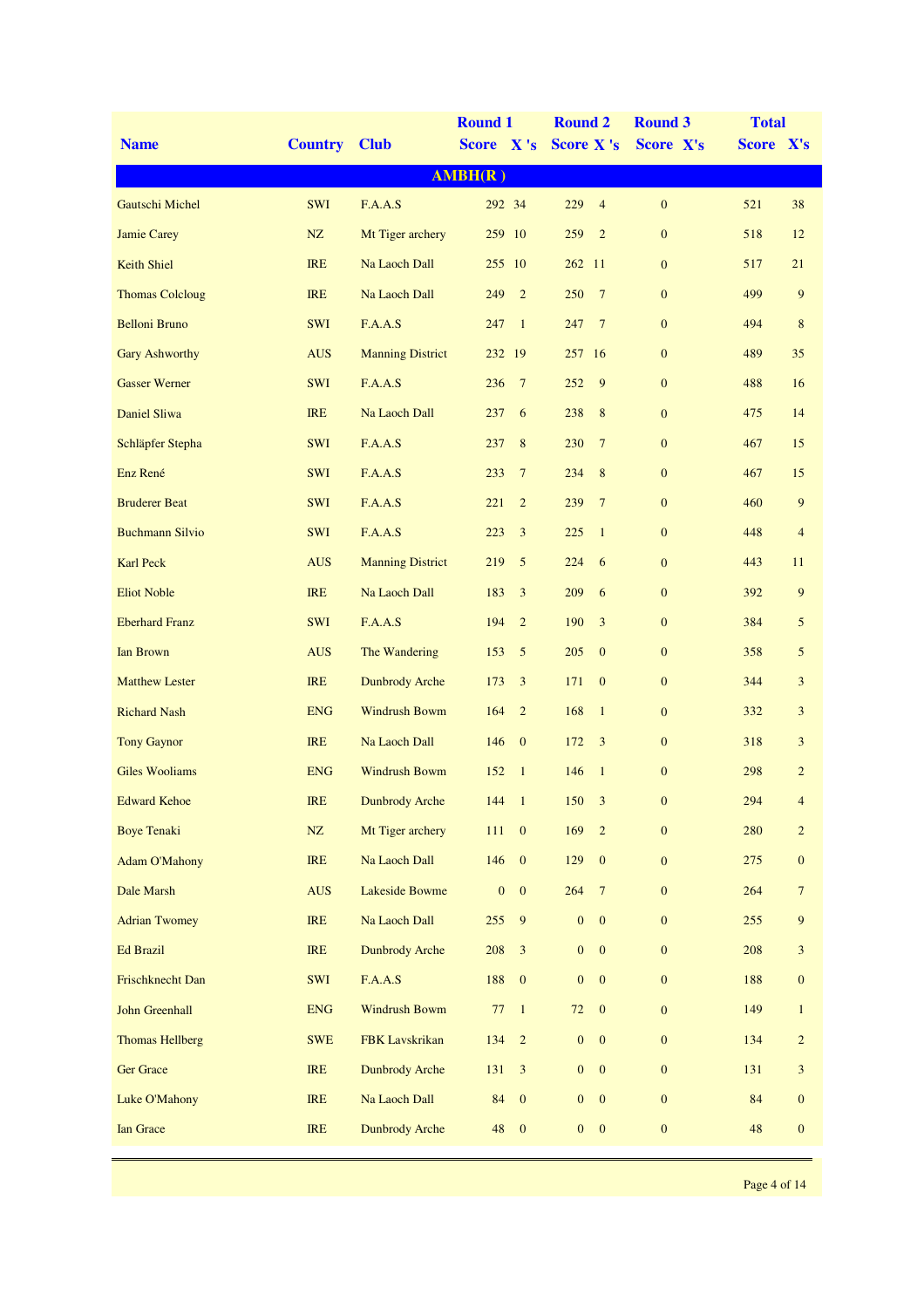| Name | Country | Club | Round 1 | | Round 2 | | Round 3 | | Total | |
|---|---|---|---|---|---|---|---|---|---|---|
| | | | Score | X 's | Score | X 's | Score | X's | Score | X's |
| **AMBH(R )** | | | | | | | | | | |
| Gautschi Michel | SWI | F.A.A.S | 292 | 34 | 229 | 4 | 0 | | 521 | 38 |
| Jamie Carey | NZ | Mt Tiger archery | 259 | 10 | 259 | 2 | 0 | | 518 | 12 |
| Keith Shiel | IRE | Na Laoch Dall | 255 | 10 | 262 | 11 | 0 | | 517 | 21 |
| Thomas Colcloug | IRE | Na Laoch Dall | 249 | 2 | 250 | 7 | 0 | | 499 | 9 |
| Belloni Bruno | SWI | F.A.A.S | 247 | 1 | 247 | 7 | 0 | | 494 | 8 |
| Gary Ashworthy | AUS | Manning District | 232 | 19 | 257 | 16 | 0 | | 489 | 35 |
| Gasser Werner | SWI | F.A.A.S | 236 | 7 | 252 | 9 | 0 | | 488 | 16 |
| Daniel Sliwa | IRE | Na Laoch Dall | 237 | 6 | 238 | 8 | 0 | | 475 | 14 |
| Schläpfer Stepha | SWI | F.A.A.S | 237 | 8 | 230 | 7 | 0 | | 467 | 15 |
| Enz René | SWI | F.A.A.S | 233 | 7 | 234 | 8 | 0 | | 467 | 15 |
| Bruderer Beat | SWI | F.A.A.S | 221 | 2 | 239 | 7 | 0 | | 460 | 9 |
| Buchmann Silvio | SWI | F.A.A.S | 223 | 3 | 225 | 1 | 0 | | 448 | 4 |
| Karl Peck | AUS | Manning District | 219 | 5 | 224 | 6 | 0 | | 443 | 11 |
| Eliot Noble | IRE | Na Laoch Dall | 183 | 3 | 209 | 6 | 0 | | 392 | 9 |
| Eberhard Franz | SWI | F.A.A.S | 194 | 2 | 190 | 3 | 0 | | 384 | 5 |
| Ian Brown | AUS | The Wandering | 153 | 5 | 205 | 0 | 0 | | 358 | 5 |
| Matthew Lester | IRE | Dunbrody Arche | 173 | 3 | 171 | 0 | 0 | | 344 | 3 |
| Richard Nash | ENG | Windrush Bowm | 164 | 2 | 168 | 1 | 0 | | 332 | 3 |
| Tony Gaynor | IRE | Na Laoch Dall | 146 | 0 | 172 | 3 | 0 | | 318 | 3 |
| Giles Wooliams | ENG | Windrush Bowm | 152 | 1 | 146 | 1 | 0 | | 298 | 2 |
| Edward Kehoe | IRE | Dunbrody Arche | 144 | 1 | 150 | 3 | 0 | | 294 | 4 |
| Boye Tenaki | NZ | Mt Tiger archery | 111 | 0 | 169 | 2 | 0 | | 280 | 2 |
| Adam O'Mahony | IRE | Na Laoch Dall | 146 | 0 | 129 | 0 | 0 | | 275 | 0 |
| Dale Marsh | AUS | Lakeside Bowme | 0 | 0 | 264 | 7 | 0 | | 264 | 7 |
| Adrian Twomey | IRE | Na Laoch Dall | 255 | 9 | 0 | 0 | 0 | | 255 | 9 |
| Ed Brazil | IRE | Dunbrody Arche | 208 | 3 | 0 | 0 | 0 | | 208 | 3 |
| Frischknecht Dan | SWI | F.A.A.S | 188 | 0 | 0 | 0 | 0 | | 188 | 0 |
| John Greenhall | ENG | Windrush Bowm | 77 | 1 | 72 | 0 | 0 | | 149 | 1 |
| Thomas Hellberg | SWE | FBK Lavskrikan | 134 | 2 | 0 | 0 | 0 | | 134 | 2 |
| Ger Grace | IRE | Dunbrody Arche | 131 | 3 | 0 | 0 | 0 | | 131 | 3 |
| Luke O'Mahony | IRE | Na Laoch Dall | 84 | 0 | 0 | 0 | 0 | | 84 | 0 |
| Ian Grace | IRE | Dunbrody Arche | 48 | 0 | 0 | 0 | 0 | | 48 | 0 |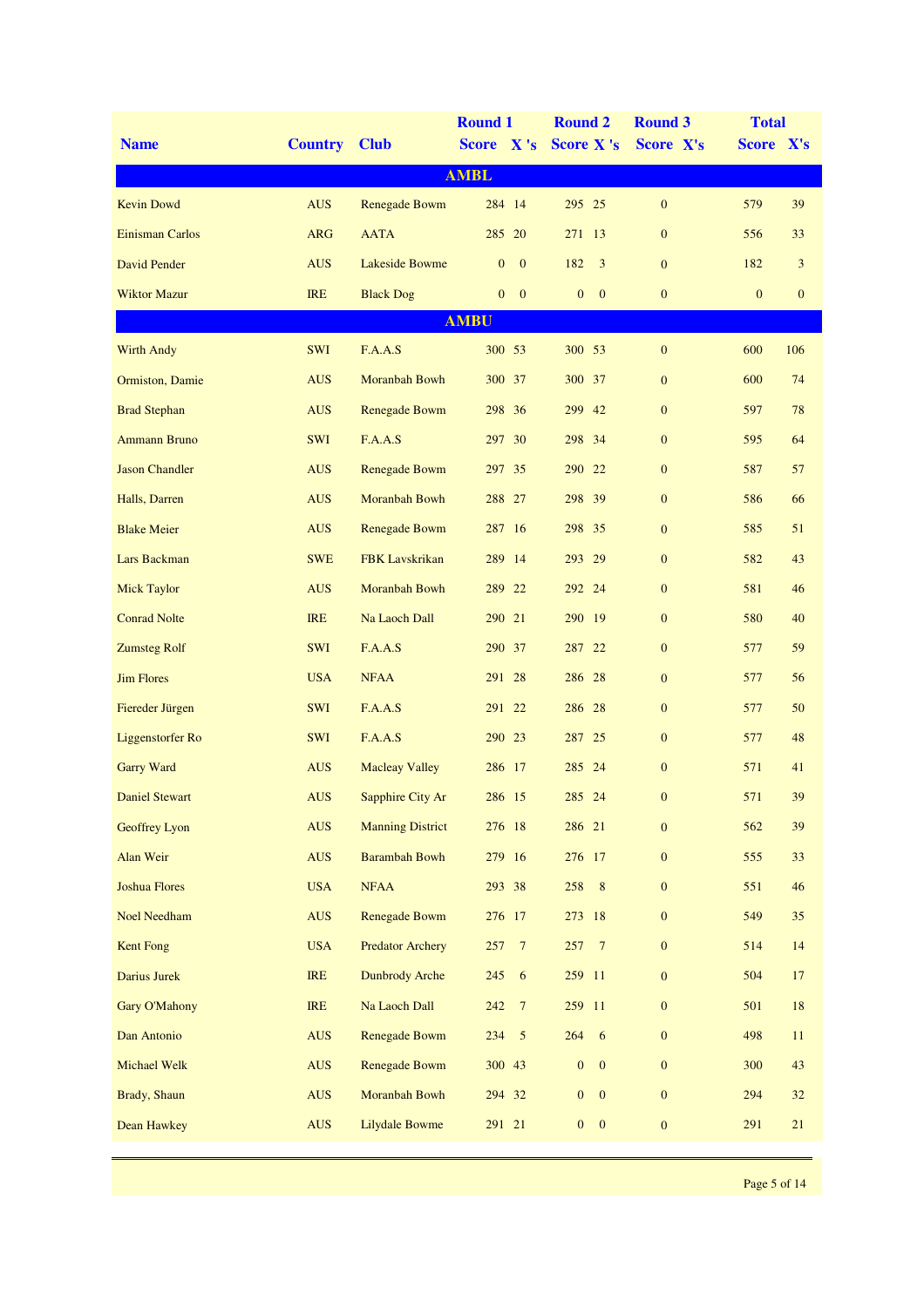| Name | Country | Club | Round 1 Score | Round 1 X 's | Round 2 Score | Round 2 X 's | Round 3 Score | Round 3 X's | Total Score | Total X's |
|---|---|---|---|---|---|---|---|---|---|---|
| **AMBL** | | | | | | | | | | |
| Kevin Dowd | AUS | Renegade Bowm | 284 | 14 | 295 | 25 | 0 | | 579 | 39 |
| Einisman Carlos | ARG | AATA | 285 | 20 | 271 | 13 | 0 | | 556 | 33 |
| David Pender | AUS | Lakeside Bowme | 0 | 0 | 182 | 3 | 0 | | 182 | 3 |
| Wiktor Mazur | IRE | Black Dog | 0 | 0 | 0 | 0 | 0 | | 0 | 0 |
| **AMBU** | | | | | | | | | | |
| Wirth Andy | SWI | F.A.A.S | 300 | 53 | 300 | 53 | 0 | | 600 | 106 |
| Ormiston, Damie | AUS | Moranbah Bowh | 300 | 37 | 300 | 37 | 0 | | 600 | 74 |
| Brad Stephan | AUS | Renegade Bowm | 298 | 36 | 299 | 42 | 0 | | 597 | 78 |
| Ammann Bruno | SWI | F.A.A.S | 297 | 30 | 298 | 34 | 0 | | 595 | 64 |
| Jason Chandler | AUS | Renegade Bowm | 297 | 35 | 290 | 22 | 0 | | 587 | 57 |
| Halls, Darren | AUS | Moranbah Bowh | 288 | 27 | 298 | 39 | 0 | | 586 | 66 |
| Blake Meier | AUS | Renegade Bowm | 287 | 16 | 298 | 35 | 0 | | 585 | 51 |
| Lars Backman | SWE | FBK Lavskrikan | 289 | 14 | 293 | 29 | 0 | | 582 | 43 |
| Mick Taylor | AUS | Moranbah Bowh | 289 | 22 | 292 | 24 | 0 | | 581 | 46 |
| Conrad Nolte | IRE | Na Laoch Dall | 290 | 21 | 290 | 19 | 0 | | 580 | 40 |
| Zumsteg Rolf | SWI | F.A.A.S | 290 | 37 | 287 | 22 | 0 | | 577 | 59 |
| Jim Flores | USA | NFAA | 291 | 28 | 286 | 28 | 0 | | 577 | 56 |
| Fiereder Jürgen | SWI | F.A.A.S | 291 | 22 | 286 | 28 | 0 | | 577 | 50 |
| Liggenstorfer Ro | SWI | F.A.A.S | 290 | 23 | 287 | 25 | 0 | | 577 | 48 |
| Garry Ward | AUS | Macleay Valley | 286 | 17 | 285 | 24 | 0 | | 571 | 41 |
| Daniel Stewart | AUS | Sapphire City Ar | 286 | 15 | 285 | 24 | 0 | | 571 | 39 |
| Geoffrey Lyon | AUS | Manning District | 276 | 18 | 286 | 21 | 0 | | 562 | 39 |
| Alan Weir | AUS | Barambah Bowh | 279 | 16 | 276 | 17 | 0 | | 555 | 33 |
| Joshua Flores | USA | NFAA | 293 | 38 | 258 | 8 | 0 | | 551 | 46 |
| Noel Needham | AUS | Renegade Bowm | 276 | 17 | 273 | 18 | 0 | | 549 | 35 |
| Kent Fong | USA | Predator Archery | 257 | 7 | 257 | 7 | 0 | | 514 | 14 |
| Darius Jurek | IRE | Dunbrody Arche | 245 | 6 | 259 | 11 | 0 | | 504 | 17 |
| Gary O'Mahony | IRE | Na Laoch Dall | 242 | 7 | 259 | 11 | 0 | | 501 | 18 |
| Dan Antonio | AUS | Renegade Bowm | 234 | 5 | 264 | 6 | 0 | | 498 | 11 |
| Michael Welk | AUS | Renegade Bowm | 300 | 43 | 0 | 0 | 0 | | 300 | 43 |
| Brady, Shaun | AUS | Moranbah Bowh | 294 | 32 | 0 | 0 | 0 | | 294 | 32 |
| Dean Hawkey | AUS | Lilydale Bowme | 291 | 21 | 0 | 0 | 0 | | 291 | 21 |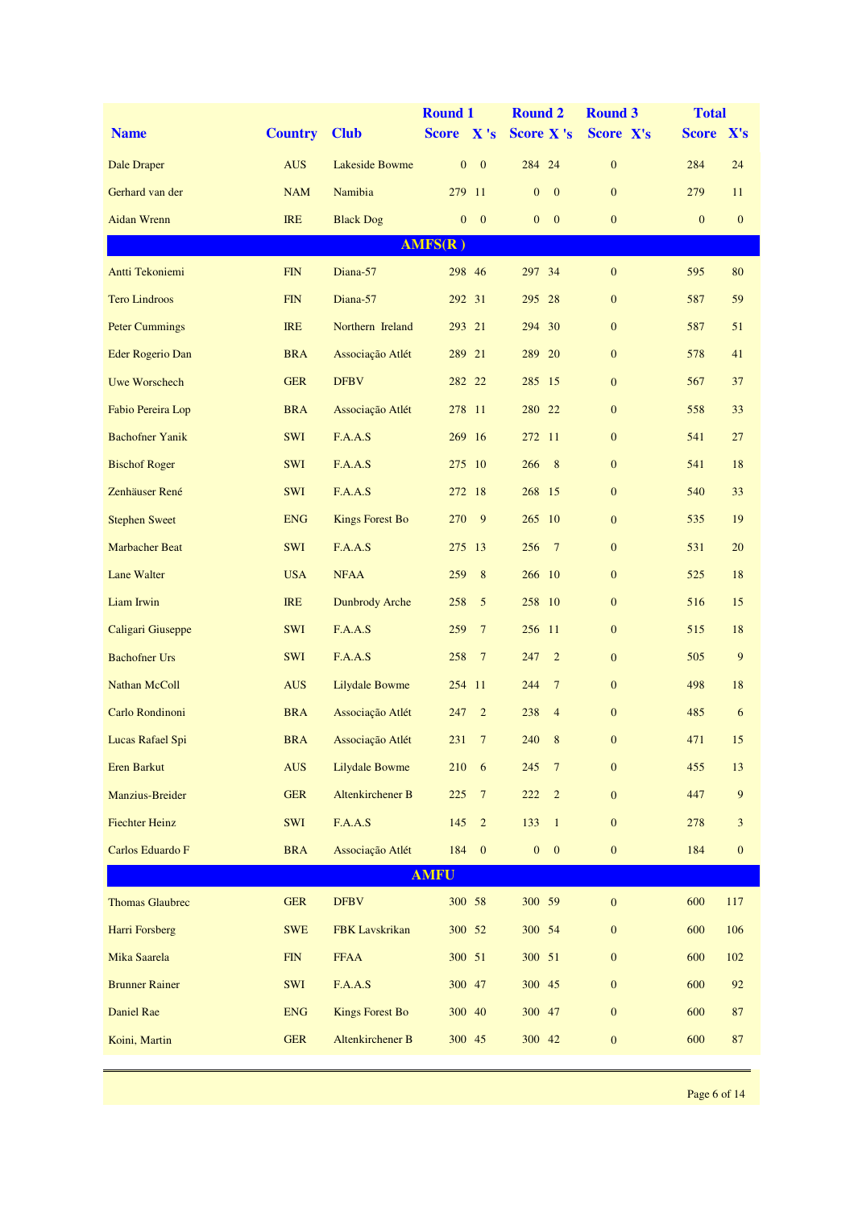| Name | Country | Club | Round 1 | | Round 2 | | Round 3 | | Total | |
|---|---|---|---|---|---|---|---|---|---|---|
| | | | Score | X 's | Score | X 's | Score | X's | Score | X's |
| Dale Draper | AUS | Lakeside Bowme | 0 | 0 | 284 | 24 | 0 | | 284 | 24 |
| Gerhard van der | NAM | Namibia | 279 | 11 | 0 | 0 | 0 | | 279 | 11 |
| Aidan Wrenn | IRE | Black Dog | 0 | 0 | 0 | 0 | 0 | | 0 | 0 |
| **AMFS(R )** | | | | | | | | | | |
| Antti Tekoniemi | FIN | Diana-57 | 298 | 46 | 297 | 34 | 0 | | 595 | 80 |
| Tero Lindroos | FIN | Diana-57 | 292 | 31 | 295 | 28 | 0 | | 587 | 59 |
| Peter Cummings | IRE | Northern Ireland | 293 | 21 | 294 | 30 | 0 | | 587 | 51 |
| Eder Rogerio Dan | BRA | Associação Atlét | 289 | 21 | 289 | 20 | 0 | | 578 | 41 |
| Uwe Worschech | GER | DFBV | 282 | 22 | 285 | 15 | 0 | | 567 | 37 |
| Fabio Pereira Lop | BRA | Associação Atlét | 278 | 11 | 280 | 22 | 0 | | 558 | 33 |
| Bachofner Yanik | SWI | F.A.A.S | 269 | 16 | 272 | 11 | 0 | | 541 | 27 |
| Bischof Roger | SWI | F.A.A.S | 275 | 10 | 266 | 8 | 0 | | 541 | 18 |
| Zenhäuser René | SWI | F.A.A.S | 272 | 18 | 268 | 15 | 0 | | 540 | 33 |
| Stephen Sweet | ENG | Kings Forest Bo | 270 | 9 | 265 | 10 | 0 | | 535 | 19 |
| Marbacher Beat | SWI | F.A.A.S | 275 | 13 | 256 | 7 | 0 | | 531 | 20 |
| Lane Walter | USA | NFAA | 259 | 8 | 266 | 10 | 0 | | 525 | 18 |
| Liam Irwin | IRE | Dunbrody Arche | 258 | 5 | 258 | 10 | 0 | | 516 | 15 |
| Caligari Giuseppe | SWI | F.A.A.S | 259 | 7 | 256 | 11 | 0 | | 515 | 18 |
| Bachofner Urs | SWI | F.A.A.S | 258 | 7 | 247 | 2 | 0 | | 505 | 9 |
| Nathan McColl | AUS | Lilydale Bowme | 254 | 11 | 244 | 7 | 0 | | 498 | 18 |
| Carlo Rondinoni | BRA | Associação Atlét | 247 | 2 | 238 | 4 | 0 | | 485 | 6 |
| Lucas Rafael Spi | BRA | Associação Atlét | 231 | 7 | 240 | 8 | 0 | | 471 | 15 |
| Eren Barkut | AUS | Lilydale Bowme | 210 | 6 | 245 | 7 | 0 | | 455 | 13 |
| Manzius-Breider | GER | Altenkirchener B | 225 | 7 | 222 | 2 | 0 | | 447 | 9 |
| Fiechter Heinz | SWI | F.A.A.S | 145 | 2 | 133 | 1 | 0 | | 278 | 3 |
| Carlos Eduardo F | BRA | Associação Atlét | 184 | 0 | 0 | 0 | 0 | | 184 | 0 |
| **AMFU** | | | | | | | | | | |
| Thomas Glaubrec | GER | DFBV | 300 | 58 | 300 | 59 | 0 | | 600 | 117 |
| Harri Forsberg | SWE | FBK Lavskrikan | 300 | 52 | 300 | 54 | 0 | | 600 | 106 |
| Mika Saarela | FIN | FFAA | 300 | 51 | 300 | 51 | 0 | | 600 | 102 |
| Brunner Rainer | SWI | F.A.A.S | 300 | 47 | 300 | 45 | 0 | | 600 | 92 |
| Daniel Rae | ENG | Kings Forest Bo | 300 | 40 | 300 | 47 | 0 | | 600 | 87 |
| Koini, Martin | GER | Altenkirchener B | 300 | 45 | 300 | 42 | 0 | | 600 | 87 |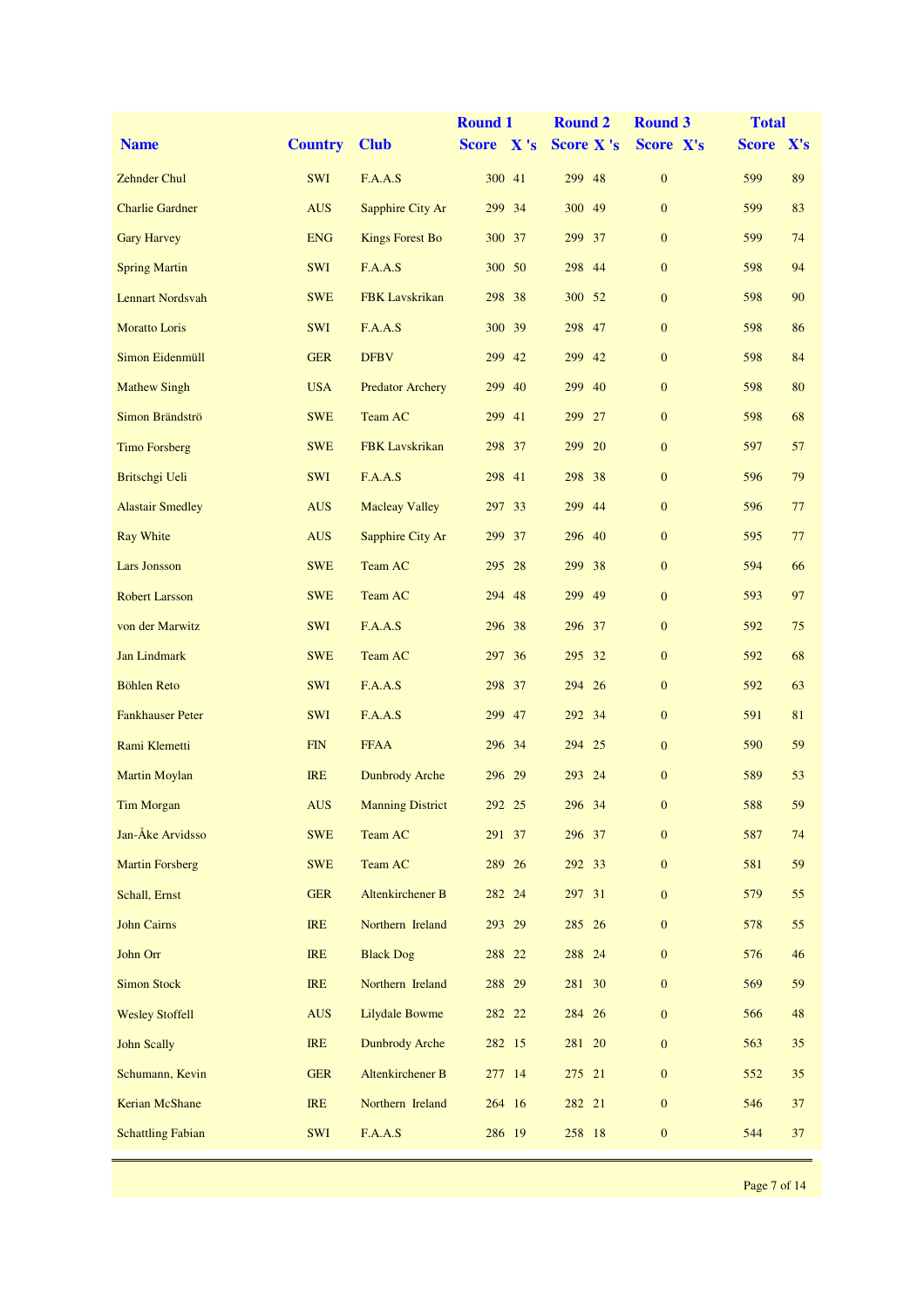| Name | Country | Club | Round 1 Score | X 's | Round 2 Score | X 's | Round 3 Score | X's | Total Score | X's |
|---|---|---|---|---|---|---|---|---|---|---|
| Zehnder Chul | SWI | F.A.A.S | 300 | 41 | 299 | 48 | 0 | | 599 | 89 |
| Charlie Gardner | AUS | Sapphire City Ar | 299 | 34 | 300 | 49 | 0 | | 599 | 83 |
| Gary Harvey | ENG | Kings Forest Bo | 300 | 37 | 299 | 37 | 0 | | 599 | 74 |
| Spring Martin | SWI | F.A.A.S | 300 | 50 | 298 | 44 | 0 | | 598 | 94 |
| Lennart Nordsvah | SWE | FBK Lavskrikan | 298 | 38 | 300 | 52 | 0 | | 598 | 90 |
| Moratto Loris | SWI | F.A.A.S | 300 | 39 | 298 | 47 | 0 | | 598 | 86 |
| Simon Eidenmüll | GER | DFBV | 299 | 42 | 299 | 42 | 0 | | 598 | 84 |
| Mathew Singh | USA | Predator Archery | 299 | 40 | 299 | 40 | 0 | | 598 | 80 |
| Simon Brändströ | SWE | Team AC | 299 | 41 | 299 | 27 | 0 | | 598 | 68 |
| Timo Forsberg | SWE | FBK Lavskrikan | 298 | 37 | 299 | 20 | 0 | | 597 | 57 |
| Britschgi Ueli | SWI | F.A.A.S | 298 | 41 | 298 | 38 | 0 | | 596 | 79 |
| Alastair Smedley | AUS | Macleay Valley | 297 | 33 | 299 | 44 | 0 | | 596 | 77 |
| Ray White | AUS | Sapphire City Ar | 299 | 37 | 296 | 40 | 0 | | 595 | 77 |
| Lars Jonsson | SWE | Team AC | 295 | 28 | 299 | 38 | 0 | | 594 | 66 |
| Robert Larsson | SWE | Team AC | 294 | 48 | 299 | 49 | 0 | | 593 | 97 |
| von der Marwitz | SWI | F.A.A.S | 296 | 38 | 296 | 37 | 0 | | 592 | 75 |
| Jan Lindmark | SWE | Team AC | 297 | 36 | 295 | 32 | 0 | | 592 | 68 |
| Böhlen Reto | SWI | F.A.A.S | 298 | 37 | 294 | 26 | 0 | | 592 | 63 |
| Fankhauser Peter | SWI | F.A.A.S | 299 | 47 | 292 | 34 | 0 | | 591 | 81 |
| Rami Klemetti | FIN | FFAA | 296 | 34 | 294 | 25 | 0 | | 590 | 59 |
| Martin Moylan | IRE | Dunbrody Arche | 296 | 29 | 293 | 24 | 0 | | 589 | 53 |
| Tim Morgan | AUS | Manning District | 292 | 25 | 296 | 34 | 0 | | 588 | 59 |
| Jan-Åke Arvidsso | SWE | Team AC | 291 | 37 | 296 | 37 | 0 | | 587 | 74 |
| Martin Forsberg | SWE | Team AC | 289 | 26 | 292 | 33 | 0 | | 581 | 59 |
| Schall, Ernst | GER | Altenkirchener B | 282 | 24 | 297 | 31 | 0 | | 579 | 55 |
| John Cairns | IRE | Northern Ireland | 293 | 29 | 285 | 26 | 0 | | 578 | 55 |
| John Orr | IRE | Black Dog | 288 | 22 | 288 | 24 | 0 | | 576 | 46 |
| Simon Stock | IRE | Northern Ireland | 288 | 29 | 281 | 30 | 0 | | 569 | 59 |
| Wesley Stoffell | AUS | Lilydale Bowme | 282 | 22 | 284 | 26 | 0 | | 566 | 48 |
| John Scally | IRE | Dunbrody Arche | 282 | 15 | 281 | 20 | 0 | | 563 | 35 |
| Schumann, Kevin | GER | Altenkirchener B | 277 | 14 | 275 | 21 | 0 | | 552 | 35 |
| Kerian McShane | IRE | Northern Ireland | 264 | 16 | 282 | 21 | 0 | | 546 | 37 |
| Schattling Fabian | SWI | F.A.A.S | 286 | 19 | 258 | 18 | 0 | | 544 | 37 |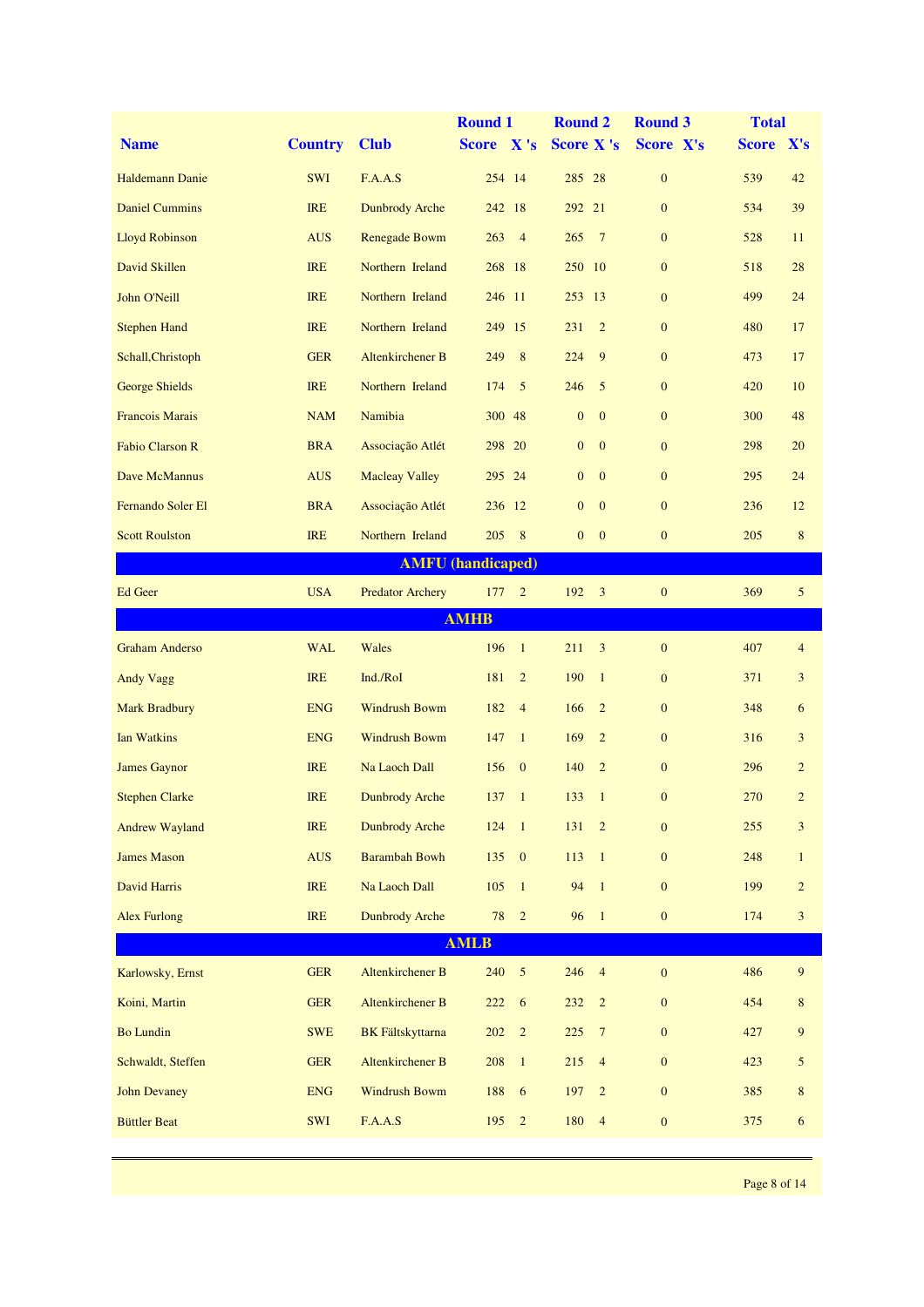| Name | Country | Club | Round 1 Score | X 's | Round 2 Score | X 's | Round 3 Score | X's | Total Score | X's |
|---|---|---|---|---|---|---|---|---|---|---|
| Haldemann Danie | SWI | F.A.A.S | 254 | 14 | 285 | 28 | 0 | | 539 | 42 |
| Daniel Cummins | IRE | Dunbrody Arche | 242 | 18 | 292 | 21 | 0 | | 534 | 39 |
| Lloyd Robinson | AUS | Renegade Bowm | 263 | 4 | 265 | 7 | 0 | | 528 | 11 |
| David Skillen | IRE | Northern Ireland | 268 | 18 | 250 | 10 | 0 | | 518 | 28 |
| John O'Neill | IRE | Northern Ireland | 246 | 11 | 253 | 13 | 0 | | 499 | 24 |
| Stephen Hand | IRE | Northern Ireland | 249 | 15 | 231 | 2 | 0 | | 480 | 17 |
| Schall,Christoph | GER | Altenkirchener B | 249 | 8 | 224 | 9 | 0 | | 473 | 17 |
| George Shields | IRE | Northern Ireland | 174 | 5 | 246 | 5 | 0 | | 420 | 10 |
| Francois Marais | NAM | Namibia | 300 | 48 | 0 | 0 | 0 | | 300 | 48 |
| Fabio Clarson R | BRA | Associação Atlét | 298 | 20 | 0 | 0 | 0 | | 298 | 20 |
| Dave McMannus | AUS | Macleay Valley | 295 | 24 | 0 | 0 | 0 | | 295 | 24 |
| Fernando Soler El | BRA | Associação Atlét | 236 | 12 | 0 | 0 | 0 | | 236 | 12 |
| Scott Roulston | IRE | Northern Ireland | 205 | 8 | 0 | 0 | 0 | | 205 | 8 |
| **AMFU (handicaped)** | | | | | | | | | | |
| Ed Geer | USA | Predator Archery | 177 | 2 | 192 | 3 | 0 | | 369 | 5 |
| **AMHB** | | | | | | | | | | |
| Graham Anderso | WAL | Wales | 196 | 1 | 211 | 3 | 0 | | 407 | 4 |
| Andy Vagg | IRE | Ind./RoI | 181 | 2 | 190 | 1 | 0 | | 371 | 3 |
| Mark Bradbury | ENG | Windrush Bowm | 182 | 4 | 166 | 2 | 0 | | 348 | 6 |
| Ian Watkins | ENG | Windrush Bowm | 147 | 1 | 169 | 2 | 0 | | 316 | 3 |
| James Gaynor | IRE | Na Laoch Dall | 156 | 0 | 140 | 2 | 0 | | 296 | 2 |
| Stephen Clarke | IRE | Dunbrody Arche | 137 | 1 | 133 | 1 | 0 | | 270 | 2 |
| Andrew Wayland | IRE | Dunbrody Arche | 124 | 1 | 131 | 2 | 0 | | 255 | 3 |
| James Mason | AUS | Barambah Bowh | 135 | 0 | 113 | 1 | 0 | | 248 | 1 |
| David Harris | IRE | Na Laoch Dall | 105 | 1 | 94 | 1 | 0 | | 199 | 2 |
| Alex Furlong | IRE | Dunbrody Arche | 78 | 2 | 96 | 1 | 0 | | 174 | 3 |
| **AMLB** | | | | | | | | | | |
| Karlowsky, Ernst | GER | Altenkirchener B | 240 | 5 | 246 | 4 | 0 | | 486 | 9 |
| Koini, Martin | GER | Altenkirchener B | 222 | 6 | 232 | 2 | 0 | | 454 | 8 |
| Bo Lundin | SWE | BK Fältskyttarna | 202 | 2 | 225 | 7 | 0 | | 427 | 9 |
| Schwaldt, Steffen | GER | Altenkirchener B | 208 | 1 | 215 | 4 | 0 | | 423 | 5 |
| John Devaney | ENG | Windrush Bowm | 188 | 6 | 197 | 2 | 0 | | 385 | 8 |
| Büttler Beat | SWI | F.A.A.S | 195 | 2 | 180 | 4 | 0 | | 375 | 6 |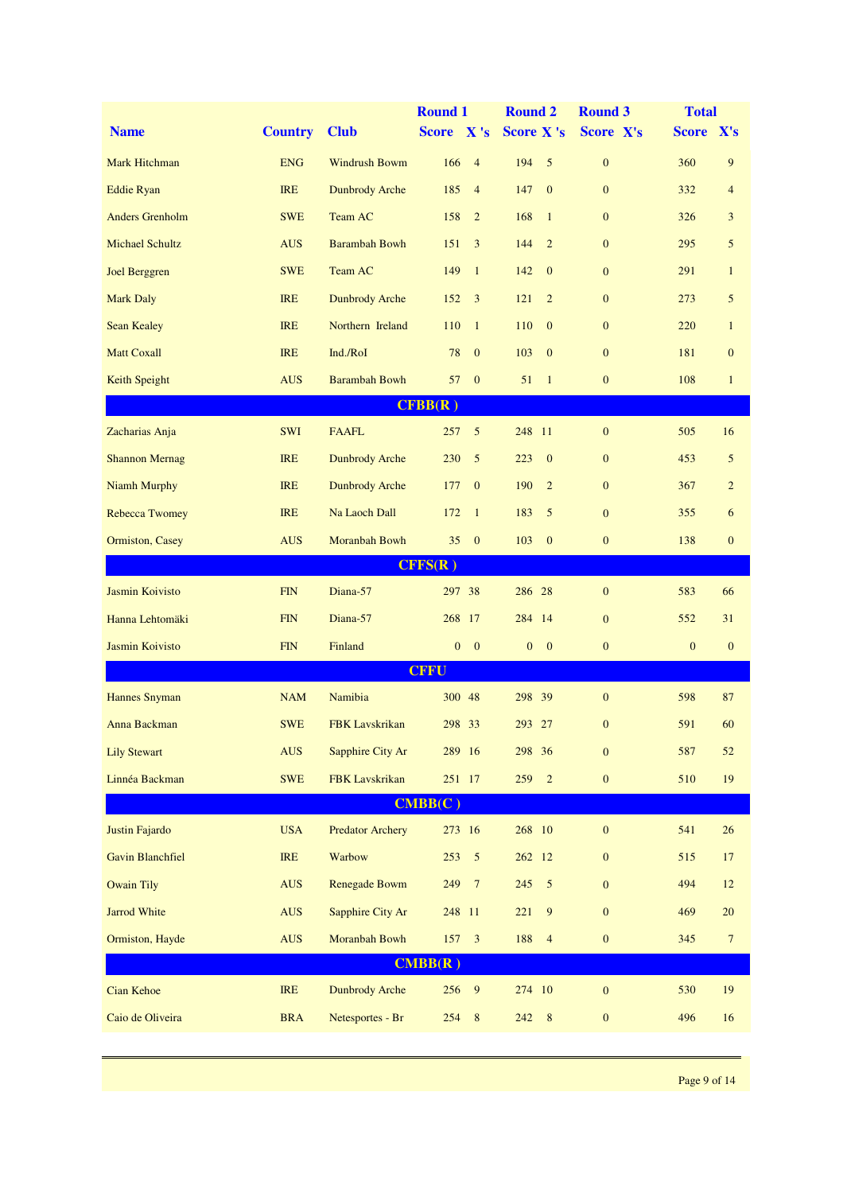| Name | Country | Club | Round 1 Score | Round 1 X 's | Round 2 Score | Round 2 X 's | Round 3 Score | Round 3 X's | Total Score | Total X's |
|---|---|---|---|---|---|---|---|---|---|---|
| Mark Hitchman | ENG | Windrush Bowm | 166 | 4 | 194 | 5 | 0 | | 360 | 9 |
| Eddie Ryan | IRE | Dunbrody Arche | 185 | 4 | 147 | 0 | 0 | | 332 | 4 |
| Anders Grenholm | SWE | Team AC | 158 | 2 | 168 | 1 | 0 | | 326 | 3 |
| Michael Schultz | AUS | Barambah Bowh | 151 | 3 | 144 | 2 | 0 | | 295 | 5 |
| Joel Berggren | SWE | Team AC | 149 | 1 | 142 | 0 | 0 | | 291 | 1 |
| Mark Daly | IRE | Dunbrody Arche | 152 | 3 | 121 | 2 | 0 | | 273 | 5 |
| Sean Kealey | IRE | Northern Ireland | 110 | 1 | 110 | 0 | 0 | | 220 | 1 |
| Matt Coxall | IRE | Ind./RoI | 78 | 0 | 103 | 0 | 0 | | 181 | 0 |
| Keith Speight | AUS | Barambah Bowh | 57 | 0 | 51 | 1 | 0 | | 108 | 1 |
| **CFBB(R )** | | | | | | | | | | |
| Zacharias Anja | SWI | FAAFL | 257 | 5 | 248 | 11 | 0 | | 505 | 16 |
| Shannon Mernag | IRE | Dunbrody Arche | 230 | 5 | 223 | 0 | 0 | | 453 | 5 |
| Niamh Murphy | IRE | Dunbrody Arche | 177 | 0 | 190 | 2 | 0 | | 367 | 2 |
| Rebecca Twomey | IRE | Na Laoch Dall | 172 | 1 | 183 | 5 | 0 | | 355 | 6 |
| Ormiston, Casey | AUS | Moranbah Bowh | 35 | 0 | 103 | 0 | 0 | | 138 | 0 |
| **CFFS(R )** | | | | | | | | | | |
| Jasmin Koivisto | FIN | Diana-57 | 297 | 38 | 286 | 28 | 0 | | 583 | 66 |
| Hanna Lehtomäki | FIN | Diana-57 | 268 | 17 | 284 | 14 | 0 | | 552 | 31 |
| Jasmin Koivisto | FIN | Finland | 0 | 0 | 0 | 0 | 0 | | 0 | 0 |
| **CFFU** | | | | | | | | | | |
| Hannes Snyman | NAM | Namibia | 300 | 48 | 298 | 39 | 0 | | 598 | 87 |
| Anna Backman | SWE | FBK Lavskrikan | 298 | 33 | 293 | 27 | 0 | | 591 | 60 |
| Lily Stewart | AUS | Sapphire City Ar | 289 | 16 | 298 | 36 | 0 | | 587 | 52 |
| Linnéa Backman | SWE | FBK Lavskrikan | 251 | 17 | 259 | 2 | 0 | | 510 | 19 |
| **CMBB(C )** | | | | | | | | | | |
| Justin Fajardo | USA | Predator Archery | 273 | 16 | 268 | 10 | 0 | | 541 | 26 |
| Gavin Blanchfiel | IRE | Warbow | 253 | 5 | 262 | 12 | 0 | | 515 | 17 |
| Owain Tily | AUS | Renegade Bowm | 249 | 7 | 245 | 5 | 0 | | 494 | 12 |
| Jarrod White | AUS | Sapphire City Ar | 248 | 11 | 221 | 9 | 0 | | 469 | 20 |
| Ormiston, Hayde | AUS | Moranbah Bowh | 157 | 3 | 188 | 4 | 0 | | 345 | 7 |
| **CMBB(R )** | | | | | | | | | | |
| Cian Kehoe | IRE | Dunbrody Arche | 256 | 9 | 274 | 10 | 0 | | 530 | 19 |
| Caio de Oliveira | BRA | Netesportes - Br | 254 | 8 | 242 | 8 | 0 | | 496 | 16 |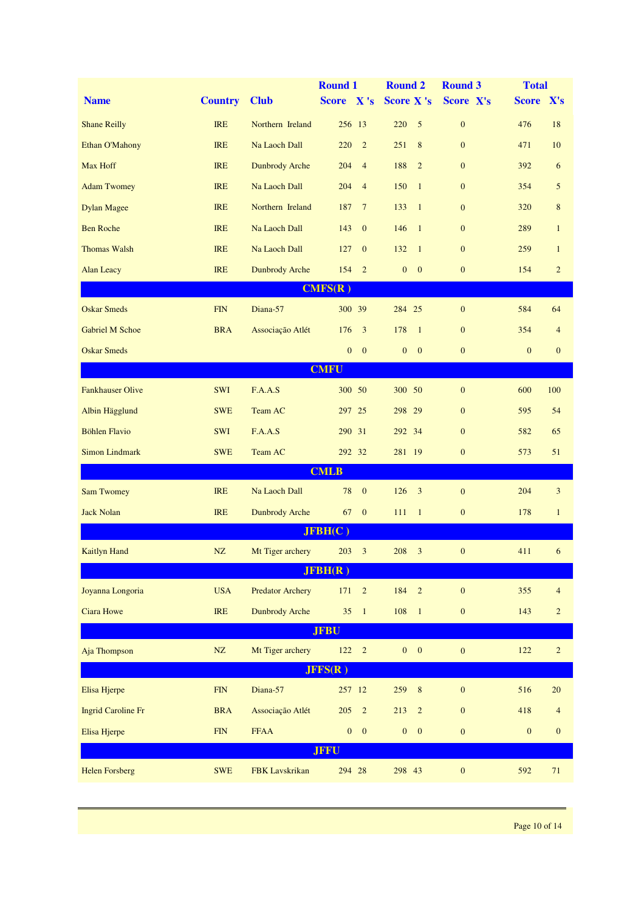| Name | Country | Club | Round 1 Score | Round 1 X 's | Round 2 Score | Round 2 X 's | Round 3 Score | Round 3 X's | Total Score | Total X's |
|---|---|---|---|---|---|---|---|---|---|---|
| Shane Reilly | IRE | Northern Ireland | 256 | 13 | 220 | 5 | 0 | | 476 | 18 |
| Ethan O'Mahony | IRE | Na Laoch Dall | 220 | 2 | 251 | 8 | 0 | | 471 | 10 |
| Max Hoff | IRE | Dunbrody Arche | 204 | 4 | 188 | 2 | 0 | | 392 | 6 |
| Adam Twomey | IRE | Na Laoch Dall | 204 | 4 | 150 | 1 | 0 | | 354 | 5 |
| Dylan Magee | IRE | Northern Ireland | 187 | 7 | 133 | 1 | 0 | | 320 | 8 |
| Ben Roche | IRE | Na Laoch Dall | 143 | 0 | 146 | 1 | 0 | | 289 | 1 |
| Thomas Walsh | IRE | Na Laoch Dall | 127 | 0 | 132 | 1 | 0 | | 259 | 1 |
| Alan Leacy | IRE | Dunbrody Arche | 154 | 2 | 0 | 0 | 0 | | 154 | 2 |
| **CMFS(R )** | | | | | | | | | | |
| Oskar Smeds | FIN | Diana-57 | 300 | 39 | 284 | 25 | 0 | | 584 | 64 |
| Gabriel M Schoe | BRA | Associação Atlét | 176 | 3 | 178 | 1 | 0 | | 354 | 4 |
| Oskar Smeds | | | 0 | 0 | 0 | 0 | 0 | | 0 | 0 |
| **CMFU** | | | | | | | | | | |
| Fankhauser Olive | SWI | F.A.A.S | 300 | 50 | 300 | 50 | 0 | | 600 | 100 |
| Albin Hägglund | SWE | Team AC | 297 | 25 | 298 | 29 | 0 | | 595 | 54 |
| Böhlen Flavio | SWI | F.A.A.S | 290 | 31 | 292 | 34 | 0 | | 582 | 65 |
| Simon Lindmark | SWE | Team AC | 292 | 32 | 281 | 19 | 0 | | 573 | 51 |
| **CMLB** | | | | | | | | | | |
| Sam Twomey | IRE | Na Laoch Dall | 78 | 0 | 126 | 3 | 0 | | 204 | 3 |
| Jack Nolan | IRE | Dunbrody Arche | 67 | 0 | 111 | 1 | 0 | | 178 | 1 |
| **JFBH(C )** | | | | | | | | | | |
| Kaitlyn Hand | NZ | Mt Tiger archery | 203 | 3 | 208 | 3 | 0 | | 411 | 6 |
| **JFBH(R )** | | | | | | | | | | |
| Joyanna Longoria | USA | Predator Archery | 171 | 2 | 184 | 2 | 0 | | 355 | 4 |
| Ciara Howe | IRE | Dunbrody Arche | 35 | 1 | 108 | 1 | 0 | | 143 | 2 |
| **JFBU** | | | | | | | | | | |
| Aja Thompson | NZ | Mt Tiger archery | 122 | 2 | 0 | 0 | 0 | | 122 | 2 |
| **JFFS(R )** | | | | | | | | | | |
| Elisa Hjerpe | FIN | Diana-57 | 257 | 12 | 259 | 8 | 0 | | 516 | 20 |
| Ingrid Caroline Fr | BRA | Associação Atlét | 205 | 2 | 213 | 2 | 0 | | 418 | 4 |
| Elisa Hjerpe | FIN | FFAA | 0 | 0 | 0 | 0 | 0 | | 0 | 0 |
| **JFFU** | | | | | | | | | | |
| Helen Forsberg | SWE | FBK Lavskrikan | 294 | 28 | 298 | 43 | 0 | | 592 | 71 |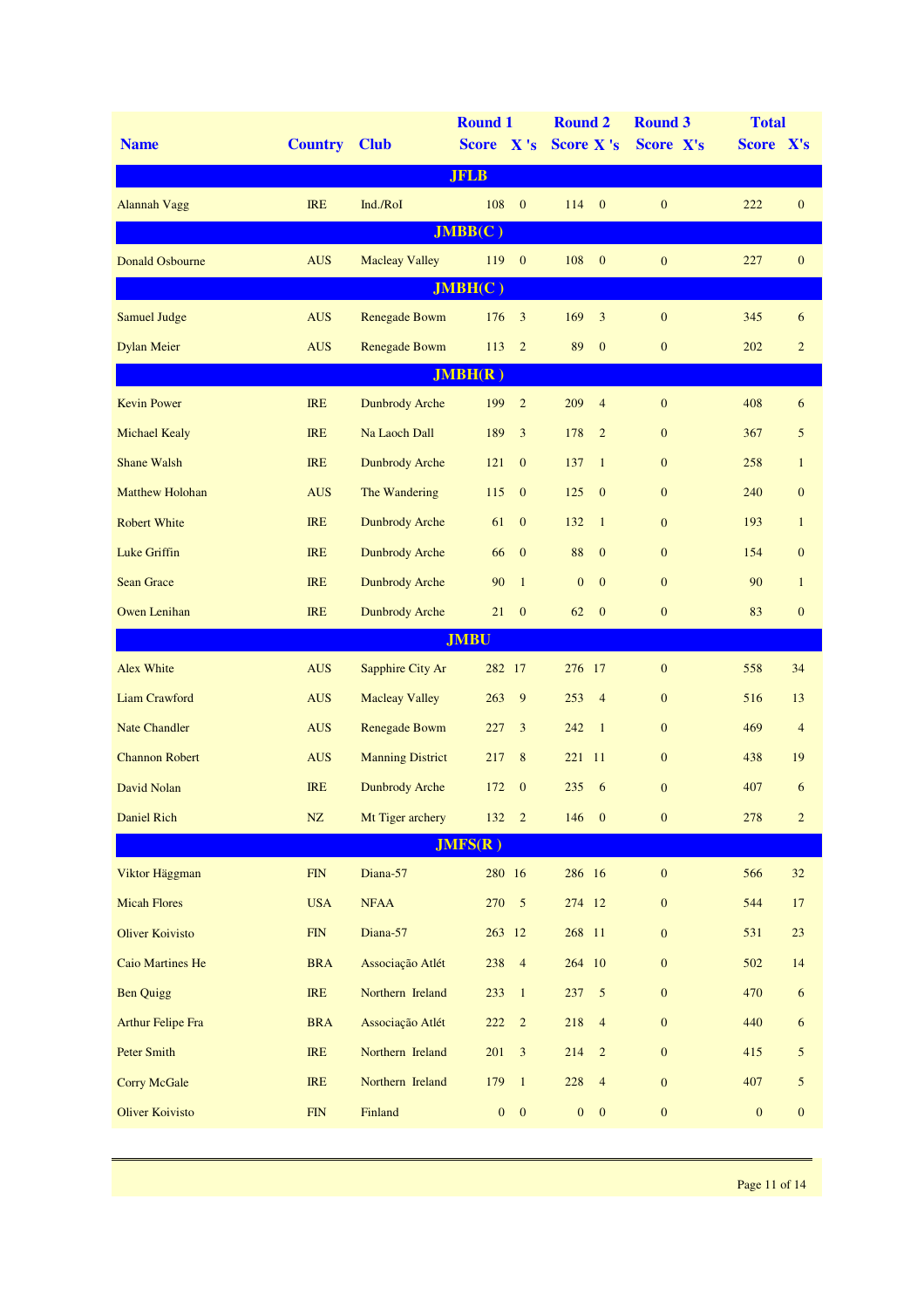| Name | Country | Club | Round 1 Score | Round 1 X 's | Round 2 Score | Round 2 X 's | Round 3 Score | Round 3 X's | Total Score | Total X's |
|---|---|---|---|---|---|---|---|---|---|---|
| **JFLB** | | | | | | | | | | |
| Alannah Vagg | IRE | Ind./RoI | 108 | 0 | 114 | 0 | 0 | | 222 | 0 |
| **JMBB(C )** | | | | | | | | | | |
| Donald Osbourne | AUS | Macleay Valley | 119 | 0 | 108 | 0 | 0 | | 227 | 0 |
| **JMBH(C )** | | | | | | | | | | |
| Samuel Judge | AUS | Renegade Bowm | 176 | 3 | 169 | 3 | 0 | | 345 | 6 |
| Dylan Meier | AUS | Renegade Bowm | 113 | 2 | 89 | 0 | 0 | | 202 | 2 |
| **JMBH(R )** | | | | | | | | | | |
| Kevin Power | IRE | Dunbrody Arche | 199 | 2 | 209 | 4 | 0 | | 408 | 6 |
| Michael Kealy | IRE | Na Laoch Dall | 189 | 3 | 178 | 2 | 0 | | 367 | 5 |
| Shane Walsh | IRE | Dunbrody Arche | 121 | 0 | 137 | 1 | 0 | | 258 | 1 |
| Matthew Holohan | AUS | The Wandering | 115 | 0 | 125 | 0 | 0 | | 240 | 0 |
| Robert White | IRE | Dunbrody Arche | 61 | 0 | 132 | 1 | 0 | | 193 | 1 |
| Luke Griffin | IRE | Dunbrody Arche | 66 | 0 | 88 | 0 | 0 | | 154 | 0 |
| Sean Grace | IRE | Dunbrody Arche | 90 | 1 | 0 | 0 | 0 | | 90 | 1 |
| Owen Lenihan | IRE | Dunbrody Arche | 21 | 0 | 62 | 0 | 0 | | 83 | 0 |
| **JMBU** | | | | | | | | | | |
| Alex White | AUS | Sapphire City Ar | 282 | 17 | 276 | 17 | 0 | | 558 | 34 |
| Liam Crawford | AUS | Macleay Valley | 263 | 9 | 253 | 4 | 0 | | 516 | 13 |
| Nate Chandler | AUS | Renegade Bowm | 227 | 3 | 242 | 1 | 0 | | 469 | 4 |
| Channon Robert | AUS | Manning District | 217 | 8 | 221 | 11 | 0 | | 438 | 19 |
| David Nolan | IRE | Dunbrody Arche | 172 | 0 | 235 | 6 | 0 | | 407 | 6 |
| Daniel Rich | NZ | Mt Tiger archery | 132 | 2 | 146 | 0 | 0 | | 278 | 2 |
| **JMFS(R )** | | | | | | | | | | |
| Viktor Häggman | FIN | Diana-57 | 280 | 16 | 286 | 16 | 0 | | 566 | 32 |
| Micah Flores | USA | NFAA | 270 | 5 | 274 | 12 | 0 | | 544 | 17 |
| Oliver Koivisto | FIN | Diana-57 | 263 | 12 | 268 | 11 | 0 | | 531 | 23 |
| Caio Martines He | BRA | Associação Atlét | 238 | 4 | 264 | 10 | 0 | | 502 | 14 |
| Ben Quigg | IRE | Northern Ireland | 233 | 1 | 237 | 5 | 0 | | 470 | 6 |
| Arthur Felipe Fra | BRA | Associação Atlét | 222 | 2 | 218 | 4 | 0 | | 440 | 6 |
| Peter Smith | IRE | Northern Ireland | 201 | 3 | 214 | 2 | 0 | | 415 | 5 |
| Corry McGale | IRE | Northern Ireland | 179 | 1 | 228 | 4 | 0 | | 407 | 5 |
| Oliver Koivisto | FIN | Finland | 0 | 0 | 0 | 0 | 0 | | 0 | 0 |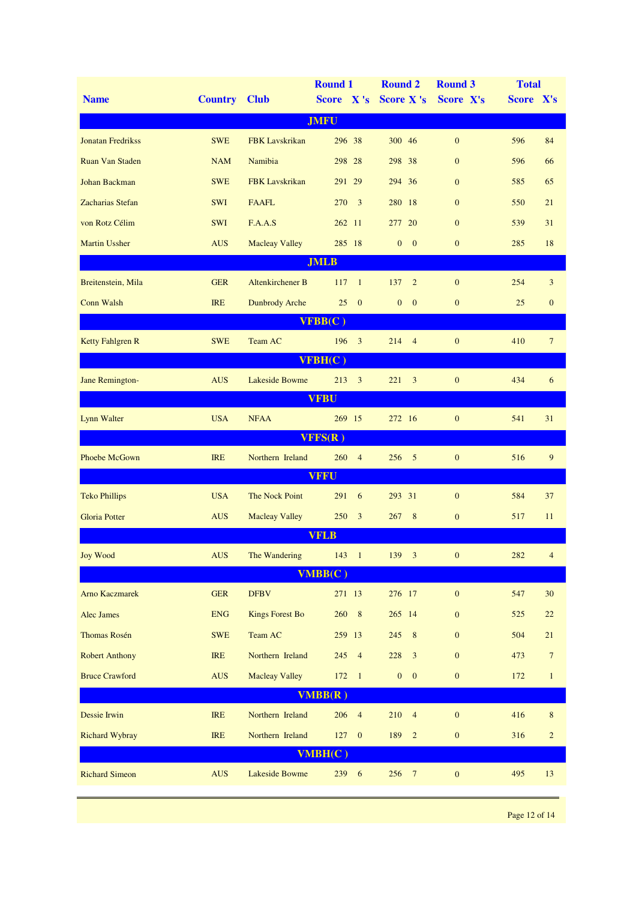| Name | Country | Club | Round 1 Score | X 's | Round 2 Score | X 's | Round 3 Score | X's | Total Score | X's |
|---|---|---|---|---|---|---|---|---|---|---|
| **JMFU** | | | | | | | | | | |
| Jonatan Fredrikss | SWE | FBK Lavskrikan | 296 | 38 | 300 | 46 | 0 | | 596 | 84 |
| Ruan Van Staden | NAM | Namibia | 298 | 28 | 298 | 38 | 0 | | 596 | 66 |
| Johan Backman | SWE | FBK Lavskrikan | 291 | 29 | 294 | 36 | 0 | | 585 | 65 |
| Zacharias Stefan | SWI | FAAFL | 270 | 3 | 280 | 18 | 0 | | 550 | 21 |
| von Rotz Célim | SWI | F.A.A.S | 262 | 11 | 277 | 20 | 0 | | 539 | 31 |
| Martin Ussher | AUS | Macleay Valley | 285 | 18 | 0 | 0 | 0 | | 285 | 18 |
| **JMLB** | | | | | | | | | | |
| Breitenstein, Mila | GER | Altenkirchener B | 117 | 1 | 137 | 2 | 0 | | 254 | 3 |
| Conn Walsh | IRE | Dunbrody Arche | 25 | 0 | 0 | 0 | 0 | | 25 | 0 |
| **VFBB(C )** | | | | | | | | | | |
| Ketty Fahlgren R | SWE | Team AC | 196 | 3 | 214 | 4 | 0 | | 410 | 7 |
| **VFBH(C )** | | | | | | | | | | |
| Jane Remington- | AUS | Lakeside Bowme | 213 | 3 | 221 | 3 | 0 | | 434 | 6 |
| **VFBU** | | | | | | | | | | |
| Lynn Walter | USA | NFAA | 269 | 15 | 272 | 16 | 0 | | 541 | 31 |
| **VFFS(R )** | | | | | | | | | | |
| Phoebe McGown | IRE | Northern Ireland | 260 | 4 | 256 | 5 | 0 | | 516 | 9 |
| **VFFU** | | | | | | | | | | |
| Teko Phillips | USA | The Nock Point | 291 | 6 | 293 | 31 | 0 | | 584 | 37 |
| Gloria Potter | AUS | Macleay Valley | 250 | 3 | 267 | 8 | 0 | | 517 | 11 |
| **VFLB** | | | | | | | | | | |
| Joy Wood | AUS | The Wandering | 143 | 1 | 139 | 3 | 0 | | 282 | 4 |
| **VMBB(C )** | | | | | | | | | | |
| Arno Kaczmarek | GER | DFBV | 271 | 13 | 276 | 17 | 0 | | 547 | 30 |
| Alec James | ENG | Kings Forest Bo | 260 | 8 | 265 | 14 | 0 | | 525 | 22 |
| Thomas Rosén | SWE | Team AC | 259 | 13 | 245 | 8 | 0 | | 504 | 21 |
| Robert Anthony | IRE | Northern Ireland | 245 | 4 | 228 | 3 | 0 | | 473 | 7 |
| Bruce Crawford | AUS | Macleay Valley | 172 | 1 | 0 | 0 | 0 | | 172 | 1 |
| **VMBB(R )** | | | | | | | | | | |
| Dessie Irwin | IRE | Northern Ireland | 206 | 4 | 210 | 4 | 0 | | 416 | 8 |
| Richard Wybray | IRE | Northern Ireland | 127 | 0 | 189 | 2 | 0 | | 316 | 2 |
| **VMBH(C )** | | | | | | | | | | |
| Richard Simeon | AUS | Lakeside Bowme | 239 | 6 | 256 | 7 | 0 | | 495 | 13 |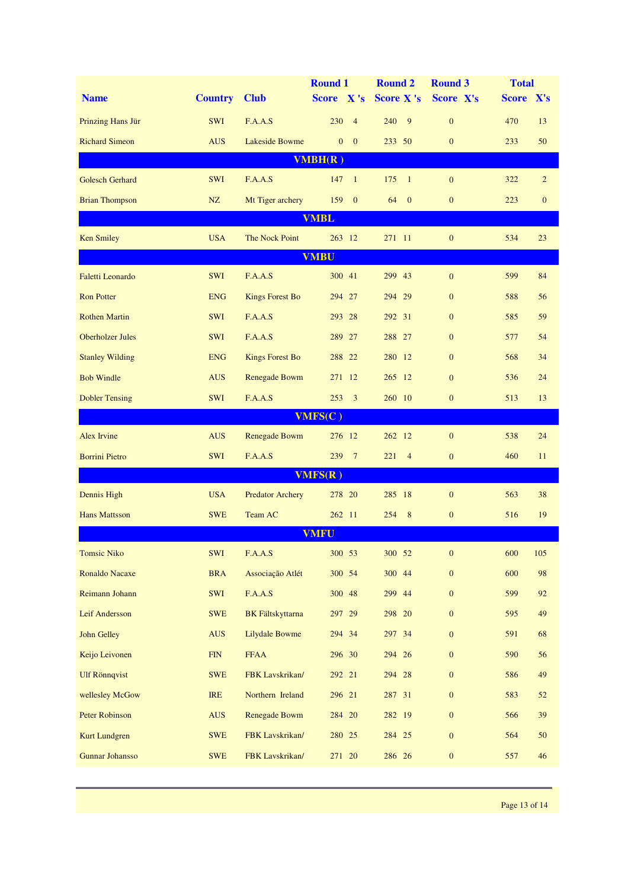| Name | Country | Club | Round 1 Score | X 's | Round 2 Score | X 's | Round 3 Score | X's | Total Score | X's |
|---|---|---|---|---|---|---|---|---|---|---|
| Prinzing Hans Jür | SWI | F.A.A.S | 230 | 4 | 240 | 9 | 0 | | 470 | 13 |
| Richard Simeon | AUS | Lakeside Bowme | 0 | 0 | 233 | 50 | 0 | | 233 | 50 |
| **VMBH(R )** | | | | | | | | | | |
| Golesch Gerhard | SWI | F.A.A.S | 147 | 1 | 175 | 1 | 0 | | 322 | 2 |
| Brian Thompson | NZ | Mt Tiger archery | 159 | 0 | 64 | 0 | 0 | | 223 | 0 |
| **VMBL** | | | | | | | | | | |
| Ken Smiley | USA | The Nock Point | 263 | 12 | 271 | 11 | 0 | | 534 | 23 |
| **VMBU** | | | | | | | | | | |
| Faletti Leonardo | SWI | F.A.A.S | 300 | 41 | 299 | 43 | 0 | | 599 | 84 |
| Ron Potter | ENG | Kings Forest Bo | 294 | 27 | 294 | 29 | 0 | | 588 | 56 |
| Rothen Martin | SWI | F.A.A.S | 293 | 28 | 292 | 31 | 0 | | 585 | 59 |
| Oberholzer Jules | SWI | F.A.A.S | 289 | 27 | 288 | 27 | 0 | | 577 | 54 |
| Stanley Wilding | ENG | Kings Forest Bo | 288 | 22 | 280 | 12 | 0 | | 568 | 34 |
| Bob Windle | AUS | Renegade Bowm | 271 | 12 | 265 | 12 | 0 | | 536 | 24 |
| Dobler Tensing | SWI | F.A.A.S | 253 | 3 | 260 | 10 | 0 | | 513 | 13 |
| **VMFS(C )** | | | | | | | | | | |
| Alex Irvine | AUS | Renegade Bowm | 276 | 12 | 262 | 12 | 0 | | 538 | 24 |
| Borrini Pietro | SWI | F.A.A.S | 239 | 7 | 221 | 4 | 0 | | 460 | 11 |
| **VMFS(R )** | | | | | | | | | | |
| Dennis High | USA | Predator Archery | 278 | 20 | 285 | 18 | 0 | | 563 | 38 |
| Hans Mattsson | SWE | Team AC | 262 | 11 | 254 | 8 | 0 | | 516 | 19 |
| **VMFU** | | | | | | | | | | |
| Tomsic Niko | SWI | F.A.A.S | 300 | 53 | 300 | 52 | 0 | | 600 | 105 |
| Ronaldo Nacaxe | BRA | Associação Atlét | 300 | 54 | 300 | 44 | 0 | | 600 | 98 |
| Reimann Johann | SWI | F.A.A.S | 300 | 48 | 299 | 44 | 0 | | 599 | 92 |
| Leif Andersson | SWE | BK Fältskyttarna | 297 | 29 | 298 | 20 | 0 | | 595 | 49 |
| John Gelley | AUS | Lilydale Bowme | 294 | 34 | 297 | 34 | 0 | | 591 | 68 |
| Keijo Leivonen | FIN | FFAA | 296 | 30 | 294 | 26 | 0 | | 590 | 56 |
| Ulf Rönnqvist | SWE | FBK Lavskrikan/ | 292 | 21 | 294 | 28 | 0 | | 586 | 49 |
| wellesley McGow | IRE | Northern Ireland | 296 | 21 | 287 | 31 | 0 | | 583 | 52 |
| Peter Robinson | AUS | Renegade Bowm | 284 | 20 | 282 | 19 | 0 | | 566 | 39 |
| Kurt Lundgren | SWE | FBK Lavskrikan/ | 280 | 25 | 284 | 25 | 0 | | 564 | 50 |
| Gunnar Johansso | SWE | FBK Lavskrikan/ | 271 | 20 | 286 | 26 | 0 | | 557 | 46 |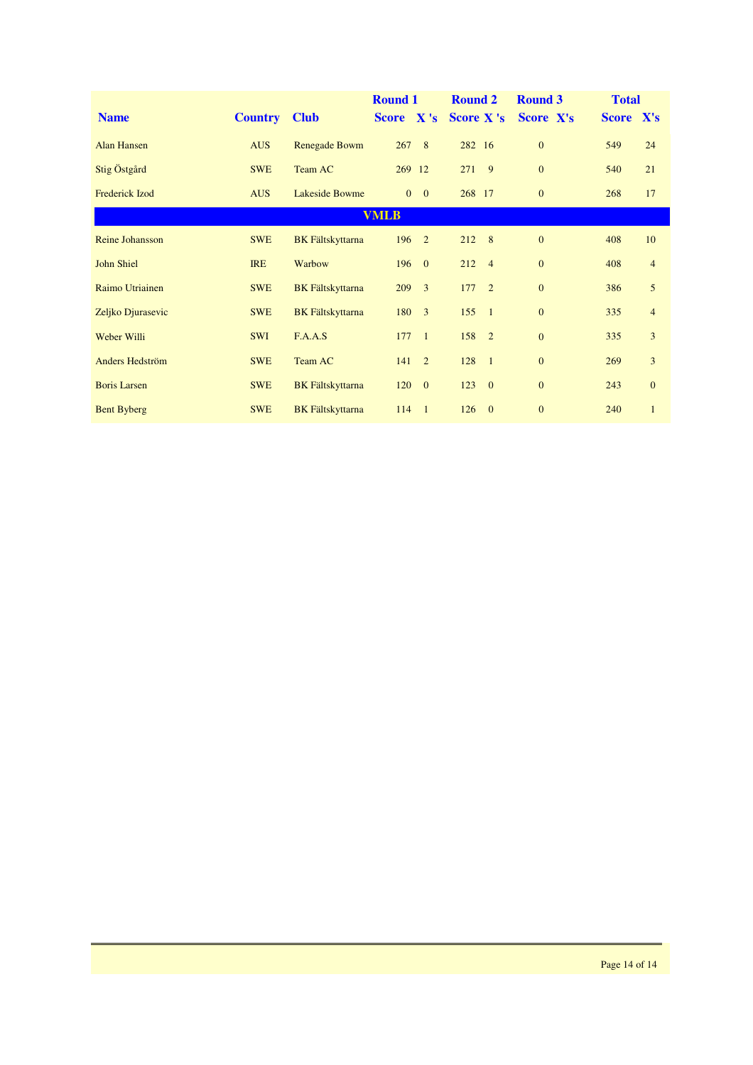| | | | Round 1 | | Round 2 | | Round 3 | | Total | |
|---|---|---|---|---|---|---|---|---|---|---|
| **Name** | **Country** | **Club** | **Score** | **X 's** | **Score** | **X 's** | **Score** | **X's** | **Score** | **X's** |
| Alan Hansen | AUS | Renegade Bowm | 267 | 8 | 282 | 16 | 0 | | 549 | 24 |
| Stig Östgård | SWE | Team AC | 269 | 12 | 271 | 9 | 0 | | 540 | 21 |
| Frederick Izod | AUS | Lakeside Bowme | 0 | 0 | 268 | 17 | 0 | | 268 | 17 |
| | | | **VMLB** | | | | | | | |
| Reine Johansson | SWE | BK Fältskyttarna | 196 | 2 | 212 | 8 | 0 | | 408 | 10 |
| John Shiel | IRE | Warbow | 196 | 0 | 212 | 4 | 0 | | 408 | 4 |
| Raimo Utriainen | SWE | BK Fältskyttarna | 209 | 3 | 177 | 2 | 0 | | 386 | 5 |
| Zeljko Djurasevic | SWE | BK Fältskyttarna | 180 | 3 | 155 | 1 | 0 | | 335 | 4 |
| Weber Willi | SWI | F.A.A.S | 177 | 1 | 158 | 2 | 0 | | 335 | 3 |
| Anders Hedström | SWE | Team AC | 141 | 2 | 128 | 1 | 0 | | 269 | 3 |
| Boris Larsen | SWE | BK Fältskyttarna | 120 | 0 | 123 | 0 | 0 | | 243 | 0 |
| Bent Byberg | SWE | BK Fältskyttarna | 114 | 1 | 126 | 0 | 0 | | 240 | 1 |